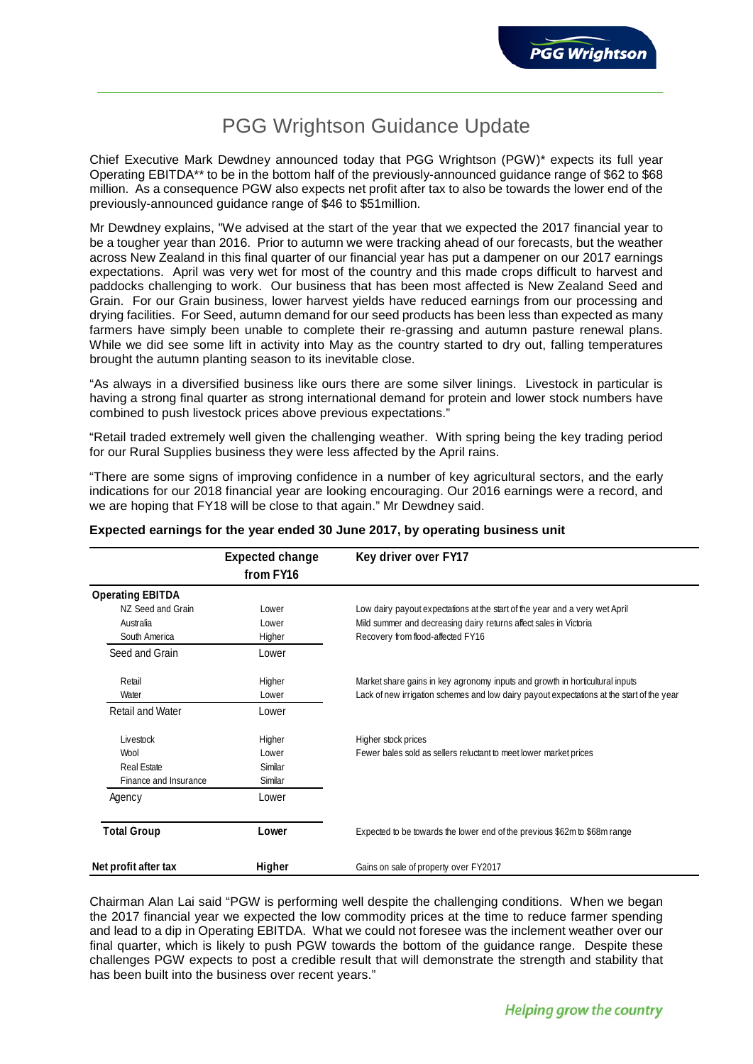# PGG Wrightson Guidance Update

Chief Executive Mark Dewdney announced today that PGG Wrightson (PGW)* expects its full year Operating EBITDA** to be in the bottom half of the previously-announced guidance range of $62 to $68 million. As a consequence PGW also expects net profit after tax to also be towards the lower end of the previously-announced guidance range of $46 to $51million.

Mr Dewdney explains, "We advised at the start of the year that we expected the 2017 financial year to be a tougher year than 2016. Prior to autumn we were tracking ahead of our forecasts, but the weather across New Zealand in this final quarter of our financial year has put a dampener on our 2017 earnings expectations. April was very wet for most of the country and this made crops difficult to harvest and paddocks challenging to work. Our business that has been most affected is New Zealand Seed and Grain. For our Grain business, lower harvest yields have reduced earnings from our processing and drying facilities. For Seed, autumn demand for our seed products has been less than expected as many farmers have simply been unable to complete their re-grassing and autumn pasture renewal plans. While we did see some lift in activity into May as the country started to dry out, falling temperatures brought the autumn planting season to its inevitable close.

"As always in a diversified business like ours there are some silver linings. Livestock in particular is having a strong final quarter as strong international demand for protein and lower stock numbers have combined to push livestock prices above previous expectations."

"Retail traded extremely well given the challenging weather. With spring being the key trading period for our Rural Supplies business they were less affected by the April rains.

"There are some signs of improving confidence in a number of key agricultural sectors, and the early indications for our 2018 financial year are looking encouraging. Our 2016 earnings were a record, and we are hoping that FY18 will be close to that again." Mr Dewdney said.

**Expected earnings for the year ended 30 June 2017, by operating business unit**

| | Expected change from FY16 | Key driver over FY17 |
|---|---|---|
| **Operating EBITDA** | | |
| NZ Seed and Grain | Lower | Low dairy payout expectations at the start of the year and a very wet April |
| Australia | Lower | Mild summer and decreasing dairy returns affect sales in Victoria |
| South America | Higher | Recovery from flood-affected FY16 |
| Seed and Grain | Lower | |
| Retail | Higher | Market share gains in key agronomy inputs and growth in horticultural inputs |
| Water | Lower | Lack of new irrigation schemes and low dairy payout expectations at the start of the year |
| Retail and Water | Lower | |
| Livestock | Higher | Higher stock prices |
| Wool | Lower | Fewer bales sold as sellers reluctant to meet lower market prices |
| Real Estate | Similar | |
| Finance and Insurance | Similar | |
| Agency | Lower | |
| **Total Group** | **Lower** | Expected to be towards the lower end of the previous $62m to $68m range |
| **Net profit after tax** | **Higher** | Gains on sale of property over FY2017 |

Chairman Alan Lai said "PGW is performing well despite the challenging conditions. When we began the 2017 financial year we expected the low commodity prices at the time to reduce farmer spending and lead to a dip in Operating EBITDA. What we could not foresee was the inclement weather over our final quarter, which is likely to push PGW towards the bottom of the guidance range. Despite these challenges PGW expects to post a credible result that will demonstrate the strength and stability that has been built into the business over recent years."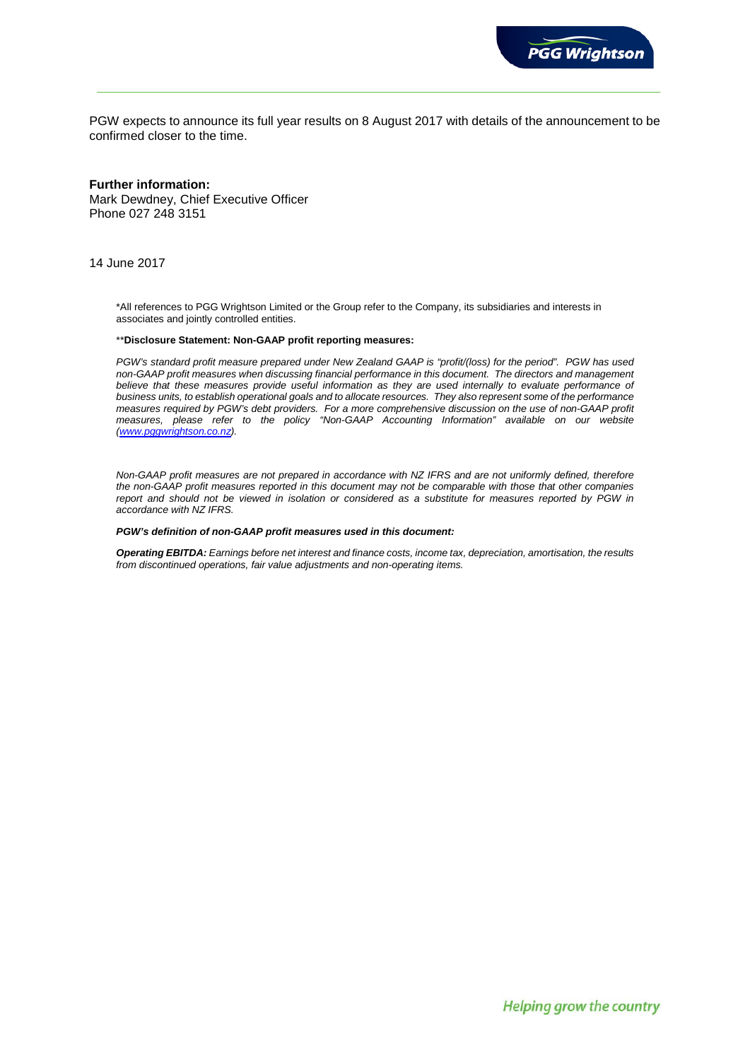PGW expects to announce its full year results on 8 August 2017 with details of the announcement to be confirmed closer to the time.

**Further information:**
Mark Dewdney, Chief Executive Officer
Phone 027 248 3151

14 June 2017

*All references to PGG Wrightson Limited or the Group refer to the Company, its subsidiaries and interests in associates and jointly controlled entities.

****Disclosure Statement: Non-GAAP profit reporting measures:**

*PGW's standard profit measure prepared under New Zealand GAAP is "profit/(loss) for the period". PGW has used non-GAAP profit measures when discussing financial performance in this document. The directors and management believe that these measures provide useful information as they are used internally to evaluate performance of business units, to establish operational goals and to allocate resources. They also represent some of the performance measures required by PGW's debt providers. For a more comprehensive discussion on the use of non-GAAP profit measures, please refer to the policy "Non-GAAP Accounting Information" available on our website (www.pggwrightson.co.nz).*

*Non-GAAP profit measures are not prepared in accordance with NZ IFRS and are not uniformly defined, therefore the non-GAAP profit measures reported in this document may not be comparable with those that other companies report and should not be viewed in isolation or considered as a substitute for measures reported by PGW in accordance with NZ IFRS.*

***PGW's definition of non-GAAP profit measures used in this document:***

***Operating EBITDA:** Earnings before net interest and finance costs, income tax, depreciation, amortisation, the results from discontinued operations, fair value adjustments and non-operating items.*